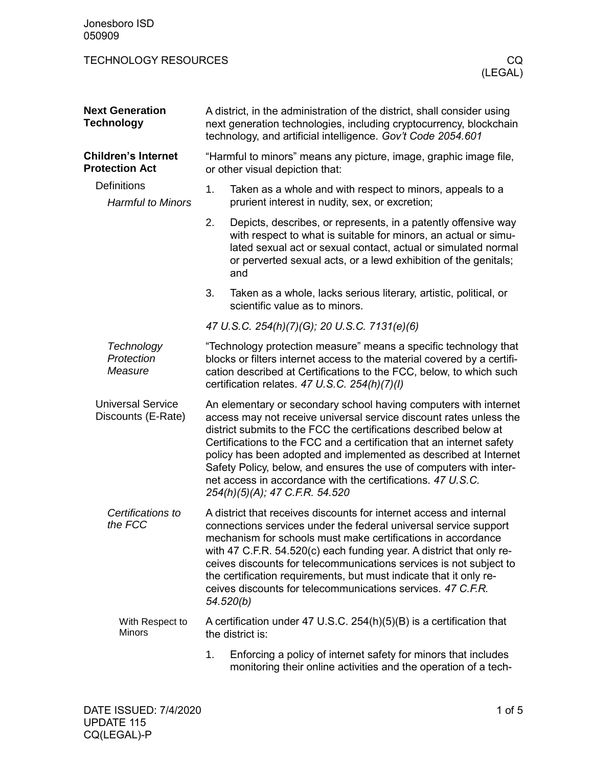Jonesboro ISD
050909

# TECHNOLOGY RESOURCES — CQ (LEGAL)

## Next Generation Technology

A district, in the administration of the district, shall consider using next generation technologies, including cryptocurrency, blockchain technology, and artificial intelligence. *Gov't Code 2054.601*

## Children's Internet Protection Act

### Definitions

#### *Harmful to Minors*

"Harmful to minors" means any picture, image, graphic image file, or other visual depiction that:

1. Taken as a whole and with respect to minors, appeals to a prurient interest in nudity, sex, or excretion;
2. Depicts, describes, or represents, in a patently offensive way with respect to what is suitable for minors, an actual or simulated sexual act or sexual contact, actual or simulated normal or perverted sexual acts, or a lewd exhibition of the genitals; and
3. Taken as a whole, lacks serious literary, artistic, political, or scientific value as to minors.

*47 U.S.C. 254(h)(7)(G); 20 U.S.C. 7131(e)(6)*

#### *Technology Protection Measure*

"Technology protection measure" means a specific technology that blocks or filters internet access to the material covered by a certification described at Certifications to the FCC, below, to which such certification relates. *47 U.S.C. 254(h)(7)(I)*

### Universal Service Discounts (E-Rate)

An elementary or secondary school having computers with internet access may not receive universal service discount rates unless the district submits to the FCC the certifications described below at Certifications to the FCC and a certification that an internet safety policy has been adopted and implemented as described at Internet Safety Policy, below, and ensures the use of computers with internet access in accordance with the certifications. *47 U.S.C. 254(h)(5)(A); 47 C.F.R. 54.520*

#### *Certifications to the FCC*

A district that receives discounts for internet access and internal connections services under the federal universal service support mechanism for schools must make certifications in accordance with 47 C.F.R. 54.520(c) each funding year. A district that only receives discounts for telecommunications services is not subject to the certification requirements, but must indicate that it only receives discounts for telecommunications services. *47 C.F.R. 54.520(b)*

##### With Respect to Minors

A certification under 47 U.S.C. 254(h)(5)(B) is a certification that the district is:

1. Enforcing a policy of internet safety for minors that includes monitoring their online activities and the operation of a tech-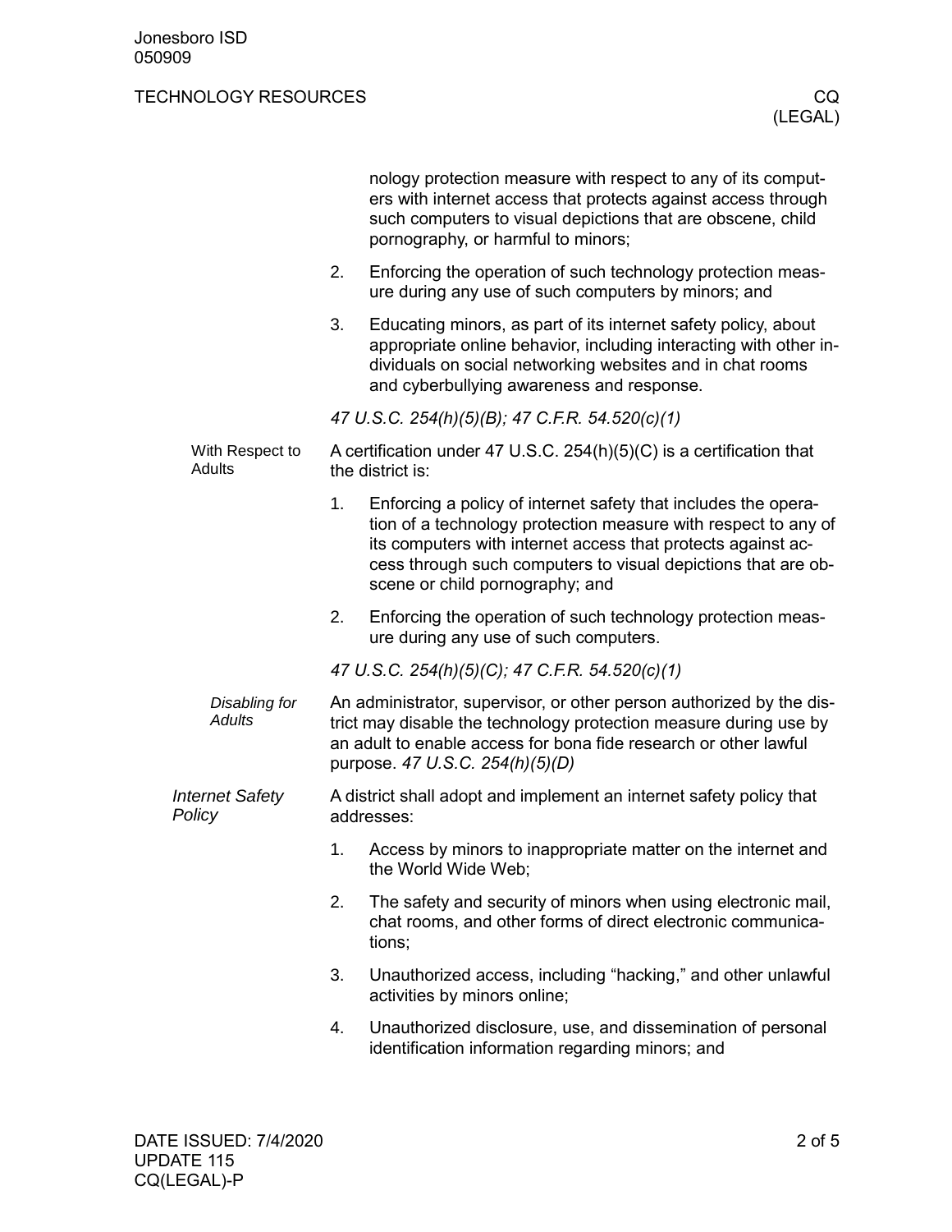nology protection measure with respect to any of its computers with internet access that protects against access through such computers to visual depictions that are obscene, child pornography, or harmful to minors;

2. Enforcing the operation of such technology protection measure during any use of such computers by minors; and
3. Educating minors, as part of its internet safety policy, about appropriate online behavior, including interacting with other individuals on social networking websites and in chat rooms and cyberbullying awareness and response.

*47 U.S.C. 254(h)(5)(B); 47 C.F.R. 54.520(c)(1)*

#### With Respect to Adults

A certification under 47 U.S.C. 254(h)(5)(C) is a certification that the district is:

1. Enforcing a policy of internet safety that includes the operation of a technology protection measure with respect to any of its computers with internet access that protects against access through such computers to visual depictions that are obscene or child pornography; and
2. Enforcing the operation of such technology protection measure during any use of such computers.

*47 U.S.C. 254(h)(5)(C); 47 C.F.R. 54.520(c)(1)*

##### *Disabling for Adults*

An administrator, supervisor, or other person authorized by the district may disable the technology protection measure during use by an adult to enable access for bona fide research or other lawful purpose. *47 U.S.C. 254(h)(5)(D)*

### *Internet Safety Policy*

A district shall adopt and implement an internet safety policy that addresses:

1. Access by minors to inappropriate matter on the internet and the World Wide Web;
2. The safety and security of minors when using electronic mail, chat rooms, and other forms of direct electronic communications;
3. Unauthorized access, including "hacking," and other unlawful activities by minors online;
4. Unauthorized disclosure, use, and dissemination of personal identification information regarding minors; and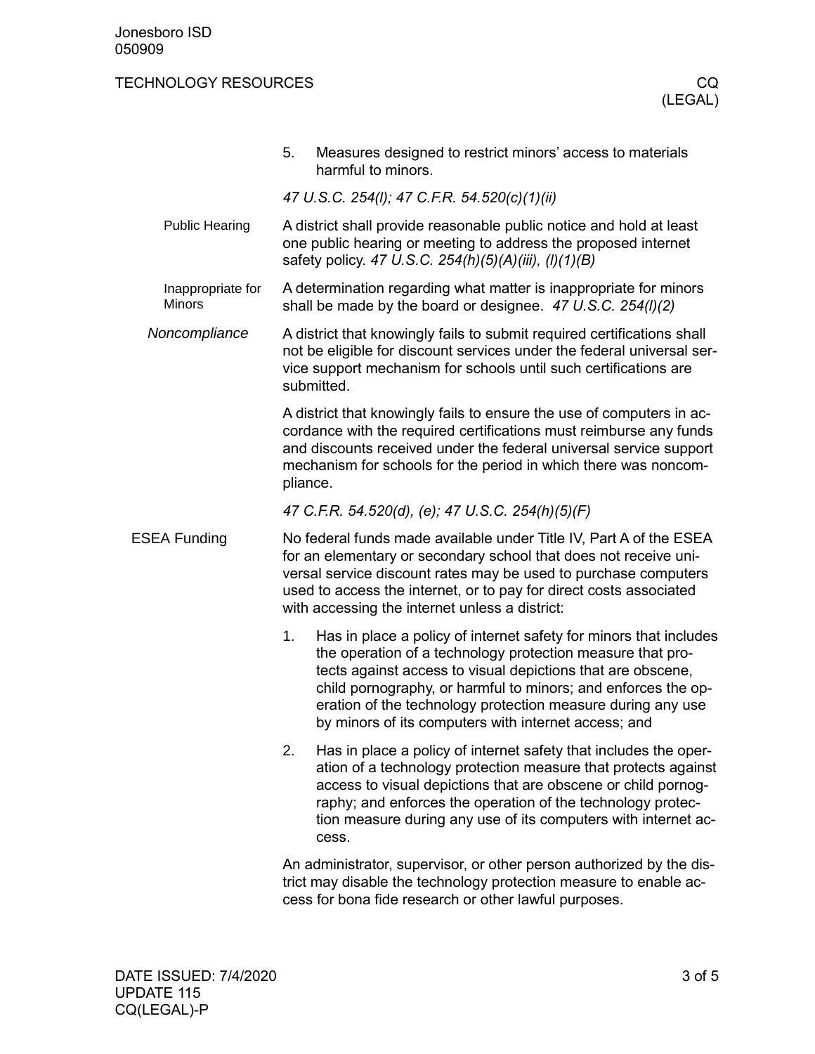5. Measures designed to restrict minors' access to materials harmful to minors.

*47 U.S.C. 254(l); 47 C.F.R. 54.520(c)(1)(ii)*

#### Public Hearing

A district shall provide reasonable public notice and hold at least one public hearing or meeting to address the proposed internet safety policy. *47 U.S.C. 254(h)(5)(A)(iii), (l)(1)(B)*

#### Inappropriate for Minors

A determination regarding what matter is inappropriate for minors shall be made by the board or designee. *47 U.S.C. 254(l)(2)*

### *Noncompliance*

A district that knowingly fails to submit required certifications shall not be eligible for discount services under the federal universal service support mechanism for schools until such certifications are submitted.

A district that knowingly fails to ensure the use of computers in accordance with the required certifications must reimburse any funds and discounts received under the federal universal service support mechanism for schools for the period in which there was noncompliance.

*47 C.F.R. 54.520(d), (e); 47 U.S.C. 254(h)(5)(F)*

### ESEA Funding

No federal funds made available under Title IV, Part A of the ESEA for an elementary or secondary school that does not receive universal service discount rates may be used to purchase computers used to access the internet, or to pay for direct costs associated with accessing the internet unless a district:

1. Has in place a policy of internet safety for minors that includes the operation of a technology protection measure that protects against access to visual depictions that are obscene, child pornography, or harmful to minors; and enforces the operation of the technology protection measure during any use by minors of its computers with internet access; and
2. Has in place a policy of internet safety that includes the operation of a technology protection measure that protects against access to visual depictions that are obscene or child pornography; and enforces the operation of the technology protection measure during any use of its computers with internet access.

An administrator, supervisor, or other person authorized by the district may disable the technology protection measure to enable access for bona fide research or other lawful purposes.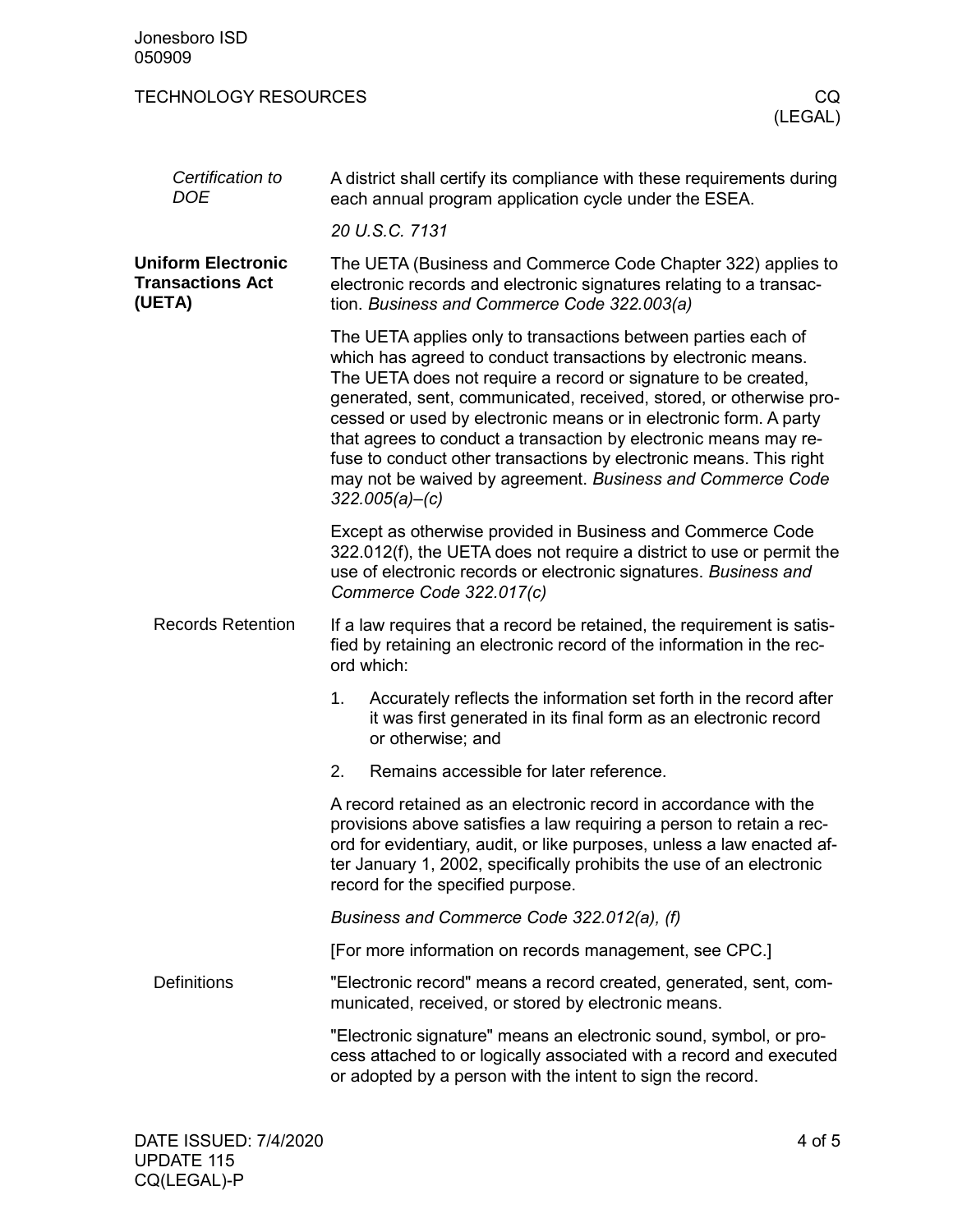*Certification to DOE*

A district shall certify its compliance with these requirements during each annual program application cycle under the ESEA.

*20 U.S.C. 7131*

## Uniform Electronic Transactions Act (UETA)

The UETA (Business and Commerce Code Chapter 322) applies to electronic records and electronic signatures relating to a transaction. *Business and Commerce Code 322.003(a)*

The UETA applies only to transactions between parties each of which has agreed to conduct transactions by electronic means. The UETA does not require a record or signature to be created, generated, sent, communicated, received, stored, or otherwise processed or used by electronic means or in electronic form. A party that agrees to conduct a transaction by electronic means may refuse to conduct other transactions by electronic means. This right may not be waived by agreement. *Business and Commerce Code 322.005(a)–(c)*

Except as otherwise provided in Business and Commerce Code 322.012(f), the UETA does not require a district to use or permit the use of electronic records or electronic signatures. *Business and Commerce Code 322.017(c)*

### Records Retention

If a law requires that a record be retained, the requirement is satisfied by retaining an electronic record of the information in the record which:

1. Accurately reflects the information set forth in the record after it was first generated in its final form as an electronic record or otherwise; and
2. Remains accessible for later reference.

A record retained as an electronic record in accordance with the provisions above satisfies a law requiring a person to retain a record for evidentiary, audit, or like purposes, unless a law enacted after January 1, 2002, specifically prohibits the use of an electronic record for the specified purpose.

*Business and Commerce Code 322.012(a), (f)*

[For more information on records management, see CPC.]

### Definitions

"Electronic record" means a record created, generated, sent, communicated, received, or stored by electronic means.

"Electronic signature" means an electronic sound, symbol, or process attached to or logically associated with a record and executed or adopted by a person with the intent to sign the record.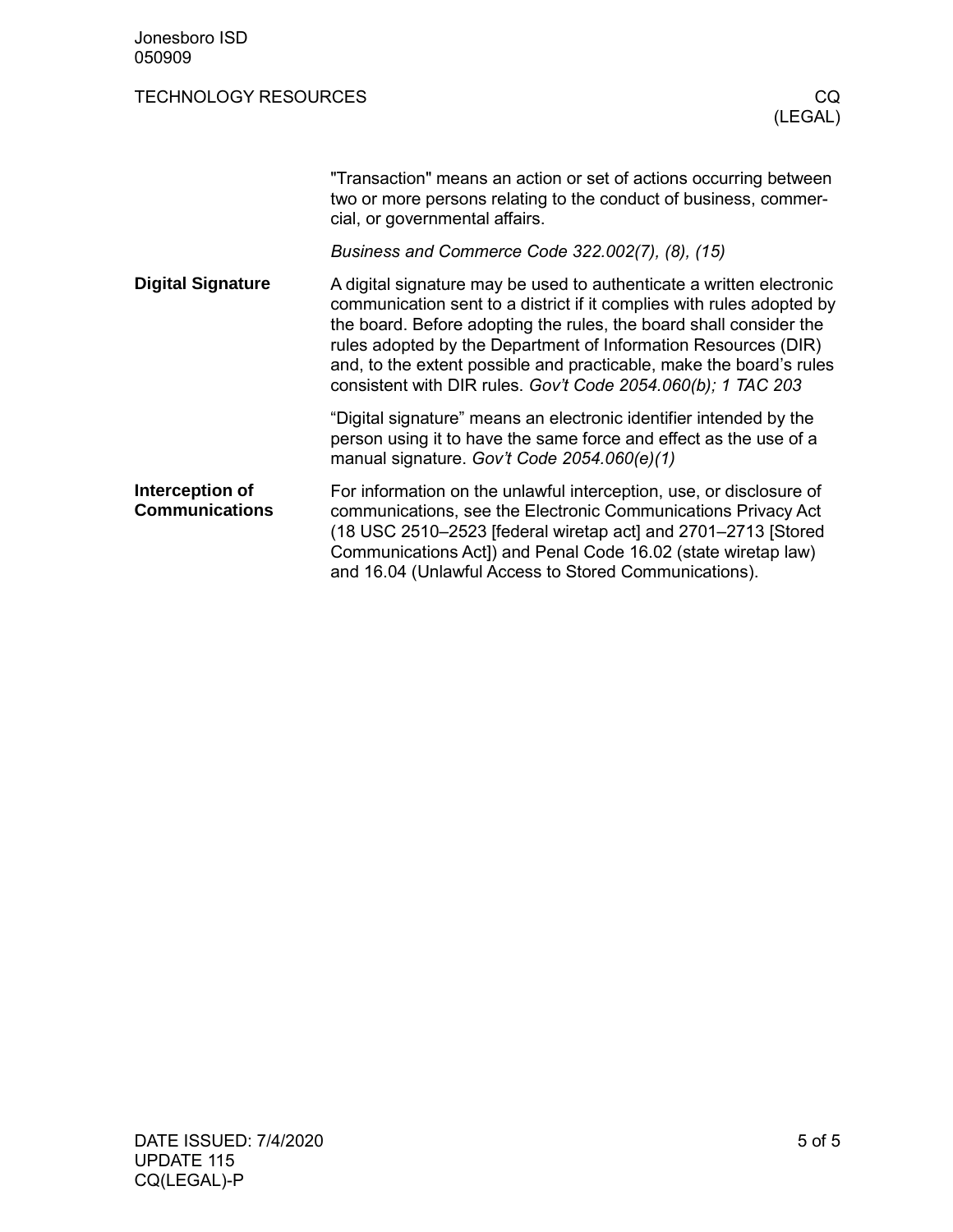"Transaction" means an action or set of actions occurring between two or more persons relating to the conduct of business, commercial, or governmental affairs.

*Business and Commerce Code 322.002(7), (8), (15)*

**Digital Signature**

A digital signature may be used to authenticate a written electronic communication sent to a district if it complies with rules adopted by the board. Before adopting the rules, the board shall consider the rules adopted by the Department of Information Resources (DIR) and, to the extent possible and practicable, make the board's rules consistent with DIR rules. *Gov't Code 2054.060(b); 1 TAC 203*

"Digital signature" means an electronic identifier intended by the person using it to have the same force and effect as the use of a manual signature. *Gov't Code 2054.060(e)(1)*

**Interception of Communications**

For information on the unlawful interception, use, or disclosure of communications, see the Electronic Communications Privacy Act (18 USC 2510–2523 [federal wiretap act] and 2701–2713 [Stored Communications Act]) and Penal Code 16.02 (state wiretap law) and 16.04 (Unlawful Access to Stored Communications).